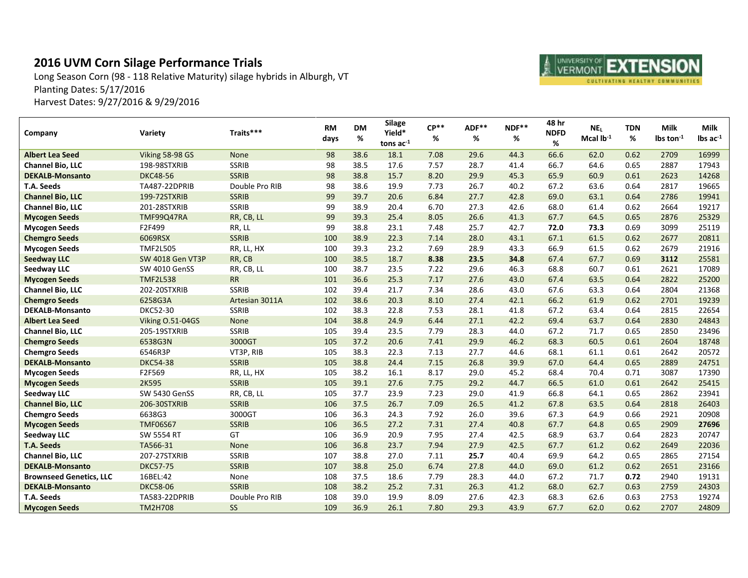# 2016 UVM Corn Silage Performance Trials

Long Season Corn (98 - 118 Relative Maturity) silage hybrids in Alburgh, VT
Planting Dates: 5/17/2016
Harvest Dates: 9/27/2016 & 9/29/2016

| Company | Variety | Traits*** | RM days | DM % | Silage Yield* tons $ac^{-1}$ | CP** % | ADF** % | NDF** % | 48 hr NDFD % | $NE_L$ Mcal $lb^{-1}$ | TDN % | Milk lbs $ton^{-1}$ | Milk lbs $ac^{-1}$ |
|---|---|---|---|---|---|---|---|---|---|---|---|---|---|
| **Albert Lea Seed** | Viking 58-98 GS | None | 98 | 38.6 | 18.1 | 7.08 | 29.6 | 44.3 | 66.6 | 62.0 | 0.62 | 2709 | 16999 |
| **Channel Bio, LLC** | 198-98STXRIB | SSRIB | 98 | 38.5 | 17.6 | 7.57 | 28.7 | 41.4 | 66.7 | 64.6 | 0.65 | 2887 | 17943 |
| **DEKALB-Monsanto** | DKC48-56 | SSRIB | 98 | 38.8 | 15.7 | 8.20 | 29.9 | 45.3 | 65.9 | 60.9 | 0.61 | 2623 | 14268 |
| **T.A. Seeds** | TA487-22DPRIB | Double Pro RIB | 98 | 38.6 | 19.9 | 7.73 | 26.7 | 40.2 | 67.2 | 63.6 | 0.64 | 2817 | 19665 |
| **Channel Bio, LLC** | 199-72STXRIB | SSRIB | 99 | 39.7 | 20.6 | 6.84 | 27.7 | 42.8 | 69.0 | 63.1 | 0.64 | 2786 | 19941 |
| **Channel Bio, LLC** | 201-28STXRIB | SSRIB | 99 | 38.9 | 20.4 | 6.70 | 27.3 | 42.6 | 68.0 | 61.4 | 0.62 | 2664 | 19217 |
| **Mycogen Seeds** | TMF99Q47RA | RR, CB, LL | 99 | 39.3 | 25.4 | 8.05 | 26.6 | 41.3 | 67.7 | 64.5 | 0.65 | 2876 | 25329 |
| **Mycogen Seeds** | F2F499 | RR, LL | 99 | 38.8 | 23.1 | 7.48 | 25.7 | 42.7 | **72.0** | **73.3** | 0.69 | 3099 | 25119 |
| **Chemgro Seeds** | 6069RSX | SSRIB | 100 | 38.9 | 22.3 | 7.14 | 28.0 | 43.1 | 67.1 | 61.5 | 0.62 | 2677 | 20811 |
| **Mycogen Seeds** | TMF2L505 | RR, LL, HX | 100 | 39.3 | 23.2 | 7.69 | 28.9 | 43.3 | 66.9 | 61.5 | 0.62 | 2679 | 21916 |
| **Seedway LLC** | SW 4018 Gen VT3P | RR, CB | 100 | 38.5 | 18.7 | **8.38** | **23.5** | **34.8** | 67.4 | 67.7 | 0.69 | **3112** | 25581 |
| **Seedway LLC** | SW 4010 GenSS | RR, CB, LL | 100 | 38.7 | 23.5 | 7.22 | 29.6 | 46.3 | 68.8 | 60.7 | 0.61 | 2621 | 17089 |
| **Mycogen Seeds** | TMF2L538 | RR | 101 | 36.6 | 25.3 | 7.17 | 27.6 | 43.0 | 67.4 | 63.5 | 0.64 | 2822 | 25200 |
| **Channel Bio, LLC** | 202-20STXRIB | SSRIB | 102 | 39.4 | 21.7 | 7.34 | 28.6 | 43.0 | 67.6 | 63.3 | 0.64 | 2804 | 21368 |
| **Chemgro Seeds** | 6258G3A | Artesian 3011A | 102 | 38.6 | 20.3 | 8.10 | 27.4 | 42.1 | 66.2 | 61.9 | 0.62 | 2701 | 19239 |
| **DEKALB-Monsanto** | DKC52-30 | SSRIB | 102 | 38.3 | 22.8 | 7.53 | 28.1 | 41.8 | 67.2 | 63.4 | 0.64 | 2815 | 22654 |
| **Albert Lea Seed** | Viking O.51-04GS | None | 104 | 38.8 | 24.9 | 6.44 | 27.1 | 42.2 | 69.4 | 63.7 | 0.64 | 2830 | 24843 |
| **Channel Bio, LLC** | 205-19STXRIB | SSRIB | 105 | 39.4 | 23.5 | 7.79 | 28.3 | 44.0 | 67.2 | 71.7 | 0.65 | 2850 | 23496 |
| **Chemgro Seeds** | 6538G3N | 3000GT | 105 | 37.2 | 20.6 | 7.41 | 29.9 | 46.2 | 68.3 | 60.5 | 0.61 | 2604 | 18748 |
| **Chemgro Seeds** | 6546R3P | VT3P, RIB | 105 | 38.3 | 22.3 | 7.13 | 27.7 | 44.6 | 68.1 | 61.1 | 0.61 | 2642 | 20572 |
| **DEKALB-Monsanto** | DKC54-38 | SSRIB | 105 | 38.8 | 24.4 | 7.15 | 26.8 | 39.9 | 67.0 | 64.4 | 0.65 | 2889 | 24751 |
| **Mycogen Seeds** | F2F569 | RR, LL, HX | 105 | 38.2 | 16.1 | 8.17 | 29.0 | 45.2 | 68.4 | 70.4 | 0.71 | 3087 | 17390 |
| **Mycogen Seeds** | 2K595 | SSRIB | 105 | 39.1 | 27.6 | 7.75 | 29.2 | 44.7 | 66.5 | 61.0 | 0.61 | 2642 | 25415 |
| **Seedway LLC** | SW 5430 GenSS | RR, CB, LL | 105 | 37.7 | 23.9 | 7.23 | 29.0 | 41.9 | 66.8 | 64.1 | 0.65 | 2862 | 23941 |
| **Channel Bio, LLC** | 206-30STXRIB | SSRIB | 106 | 37.5 | 26.7 | 7.09 | 26.5 | 41.2 | 67.8 | 63.5 | 0.64 | 2818 | 26403 |
| **Chemgro Seeds** | 6638G3 | 3000GT | 106 | 36.3 | 24.3 | 7.92 | 26.0 | 39.6 | 67.3 | 64.9 | 0.66 | 2921 | 20908 |
| **Mycogen Seeds** | TMF06S67 | SSRIB | 106 | 36.5 | 27.2 | 7.31 | 27.4 | 40.8 | 67.7 | 64.8 | 0.65 | 2909 | **27696** |
| **Seedway LLC** | SW 5554 RT | GT | 106 | 36.9 | 20.9 | 7.95 | 27.4 | 42.5 | 68.9 | 63.7 | 0.64 | 2823 | 20747 |
| **T.A. Seeds** | TA566-31 | None | 106 | 36.8 | 23.7 | 7.94 | 27.9 | 42.5 | 67.7 | 61.2 | 0.62 | 2649 | 22036 |
| **Channel Bio, LLC** | 207-27STXRIB | SSRIB | 107 | 38.8 | 27.0 | 7.11 | **25.7** | 40.4 | 69.9 | 64.2 | 0.65 | 2865 | 27154 |
| **DEKALB-Monsanto** | DKC57-75 | SSRIB | 107 | 38.8 | 25.0 | 6.74 | 27.8 | 44.0 | 69.0 | 61.2 | 0.62 | 2651 | 23166 |
| **Brownseed Genetics, LLC** | 16BEL:42 | None | 108 | 37.5 | 18.6 | 7.79 | 28.3 | 44.0 | 67.2 | 71.7 | **0.72** | 2940 | 19131 |
| **DEKALB-Monsanto** | DKC58-06 | SSRIB | 108 | 38.2 | 25.2 | 7.31 | 26.3 | 41.2 | 68.0 | 62.7 | 0.63 | 2759 | 24303 |
| **T.A. Seeds** | TA583-22DPRIB | Double Pro RIB | 108 | 39.0 | 19.9 | 8.09 | 27.6 | 42.3 | 68.3 | 62.6 | 0.63 | 2753 | 19274 |
| **Mycogen Seeds** | TM2H708 | SS | 109 | 36.9 | 26.1 | 7.80 | 29.3 | 43.9 | 67.7 | 62.0 | 0.62 | 2707 | 24809 |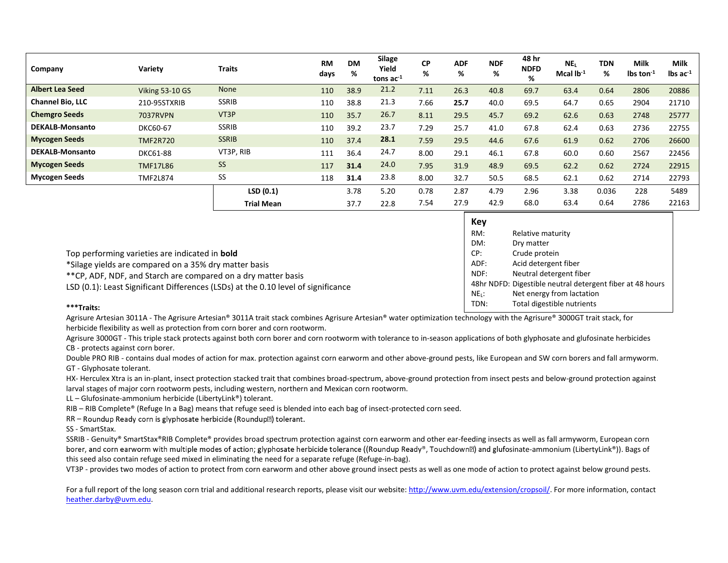| Company | Variety | Traits | RM days | DM % | Silage Yield tons $ac^{-1}$ | CP % | ADF % | NDF % | 48 hr NDFD % | $NE_L$ Mcal $lb^{-1}$ | TDN % | Milk lbs $ton^{-1}$ | Milk lbs $ac^{-1}$ |
|---|---|---|---|---|---|---|---|---|---|---|---|---|---|
| **Albert Lea Seed** | Viking 53-10 GS | None | 110 | 38.9 | 21.2 | 7.11 | 26.3 | 40.8 | 69.7 | 63.4 | 0.64 | 2806 | 20886 |
| **Channel Bio, LLC** | 210-95STXRIB | SSRIB | 110 | 38.8 | 21.3 | 7.66 | **25.7** | 40.0 | 69.5 | 64.7 | 0.65 | 2904 | 21710 |
| **Chemgro Seeds** | 7037RVPN | VT3P | 110 | 35.7 | 26.7 | 8.11 | 29.5 | 45.7 | 69.2 | 62.6 | 0.63 | 2748 | 25777 |
| **DEKALB-Monsanto** | DKC60-67 | SSRIB | 110 | 39.2 | 23.7 | 7.29 | 25.7 | 41.0 | 67.8 | 62.4 | 0.63 | 2736 | 22755 |
| **Mycogen Seeds** | TMF2R720 | SSRIB | 110 | 37.4 | **28.1** | 7.59 | 29.5 | 44.6 | 67.6 | 61.9 | 0.62 | 2706 | 26600 |
| **DEKALB-Monsanto** | DKC61-88 | VT3P, RIB | 111 | 36.4 | 24.7 | 8.00 | 29.1 | 46.1 | 67.8 | 60.0 | 0.60 | 2567 | 22456 |
| **Mycogen Seeds** | TMF17L86 | SS | 117 | **31.4** | 24.0 | 7.95 | 31.9 | 48.9 | 69.5 | 62.2 | 0.62 | 2724 | 22915 |
| **Mycogen Seeds** | TMF2L874 | SS | 118 | **31.4** | 23.8 | 8.00 | 32.7 | 50.5 | 68.5 | 62.1 | 0.62 | 2714 | 22793 |
| | | **LSD (0.1)** | | 3.78 | 5.20 | 0.78 | 2.87 | 4.79 | 2.96 | 3.38 | 0.036 | 228 | 5489 |
| | | **Trial Mean** | | 37.7 | 22.8 | 7.54 | 27.9 | 42.9 | 68.0 | 63.4 | 0.64 | 2786 | 22163 |

Top performing varieties are indicated in **bold**

*Silage yields are compared on a 35% dry matter basis

**CP, ADF, NDF, and Starch are compared on a dry matter basis

LSD (0.1): Least Significant Differences (LSDs) at the 0.10 level of significance

**Key**

| | |
|---|---|
| RM: | Relative maturity |
| DM: | Dry matter |
| CP: | Crude protein |
| ADF: | Acid detergent fiber |
| NDF: | Neutral detergent fiber |
| 48hr NDFD: | Digestible neutral detergent fiber at 48 hours |
| $NE_L$: | Net energy from lactation |
| TDN: | Total digestible nutrients |

**\*\*\*Traits:**

Agrisure Artesian 3011A - The Agrisure Artesian® 3011A trait stack combines Agrisure Artesian® water optimization technology with the Agrisure® 3000GT trait stack, for herbicide flexibility as well as protection from corn borer and corn rootworm.

Agrisure 3000GT - This triple stack protects against both corn borer and corn rootworm with tolerance to in-season applications of both glyphosate and glufosinate herbicides

CB - protects against corn borer.

Double PRO RIB - contains dual modes of action for max. protection against corn earworm and other above-ground pests, like European and SW corn borers and fall armyworm.

GT - Glyphosate tolerant.

HX- Herculex Xtra is an in-plant, insect protection stacked trait that combines broad-spectrum, above-ground protection from insect pests and below-ground protection against larval stages of major corn rootworm pests, including western, northern and Mexican corn rootworm.

LL – Glufosinate-ammonium herbicide (LibertyLink®) tolerant.

RIB – RIB Complete® (Refuge In a Bag) means that refuge seed is blended into each bag of insect-protected corn seed.

RR – Roundup Ready corn is glyphosate herbicide (Roundup�) tolerant.

SS - SmartStax.

SSRIB - Genuity® SmartStax®RIB Complete® provides broad spectrum protection against corn earworm and other ear-feeding insects as well as fall armyworm, European corn borer, and corn earworm with multiple modes of action; glyphosate herbicide tolerance ((Roundup Ready®, Touchdown�) and glufosinate-ammonium (LibertyLink®)). Bags of this seed also contain refuge seed mixed in eliminating the need for a separate refuge (Refuge-in-bag).

VT3P - provides two modes of action to protect from corn earworm and other above ground insect pests as well as one mode of action to protect against below ground pests.

For a full report of the long season corn trial and additional research reports, please visit our website: http://www.uvm.edu/extension/cropsoil/. For more information, contact heather.darby@uvm.edu.